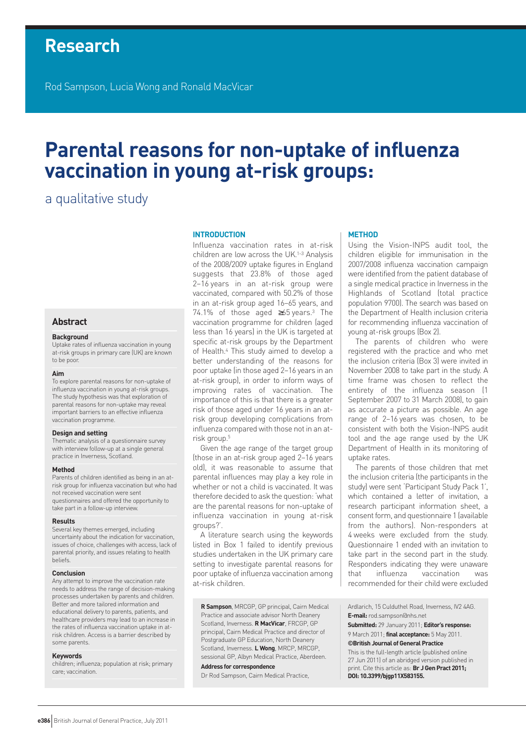# Research

Rod Sampson, Lucia Wong and Ronald MacVicar

# Parental reasons for non-uptake of influenza vaccination in young at-risk groups:

## a qualitative study

## Abstract

### Background

Uptake rates of influenza vaccination in young at-risk groups in primary care (UK) are known to be poor.

### Aim

To explore parental reasons for non-uptake of influenza vaccination in young at-risk groups. The study hypothesis was that exploration of parental reasons for non-uptake may reveal important barriers to an effective influenza vaccination programme.

### Design and setting

Thematic analysis of a questionnaire survey with interview follow-up at a single general practice in Inverness, Scotland.

### Method

Parents of children identified as being in an at-risk group for influenza vaccination but who had not received vaccination were sent questionnaires and offered the opportunity to take part in a follow-up interview.

### Results

Several key themes emerged, including uncertainty about the indication for vaccination, issues of choice, challenges with access, lack of parental priority, and issues relating to health beliefs.

### Conclusion

Any attempt to improve the vaccination rate needs to address the range of decision-making processes undertaken by parents and children. Better and more tailored information and educational delivery to parents, patients, and healthcare providers may lead to an increase in the rates of influenza vaccination uptake in at-risk children. Access is a barrier described by some parents.

### Keywords

children; influenza; population at risk; primary care; vaccination.

## INTRODUCTION

Influenza vaccination rates in at-risk children are low across the UK.[1–3] Analysis of the 2008/2009 uptake figures in England suggests that 23.8% of those aged 2–16 years in an at-risk group were vaccinated, compared with 50.2% of those in an at-risk group aged 16–65 years, and 74.1% of those aged ≥65 years.[3] The vaccination programme for children (aged less than 16 years) in the UK is targeted at specific at-risk groups by the Department of Health.[4] This study aimed to develop a better understanding of the reasons for poor uptake (in those aged 2–16 years in an at-risk group), in order to inform ways of improving rates of vaccination. The importance of this is that there is a greater risk of those aged under 16 years in an at-risk group developing complications from influenza compared with those not in an at-risk group.[5]

Given the age range of the target group (those in an at-risk group aged 2–16 years old), it was reasonable to assume that parental influences may play a key role in whether or not a child is vaccinated. It was therefore decided to ask the question: 'what are the parental reasons for non-uptake of influenza vaccination in young at-risk groups?'.

A literature search using the keywords listed in Box 1 failed to identify previous studies undertaken in the UK primary care setting to investigate parental reasons for poor uptake of influenza vaccination among at-risk children.

## METHOD

Using the Vision-INPS audit tool, the children eligible for immunisation in the 2007/2008 influenza vaccination campaign were identified from the patient database of a single medical practice in Inverness in the Highlands of Scotland (total practice population 9700). The search was based on the Department of Health inclusion criteria for recommending influenza vaccination of young at-risk groups (Box 2).

The parents of children who were registered with the practice and who met the inclusion criteria (Box 3) were invited in November 2008 to take part in the study. A time frame was chosen to reflect the entirety of the influenza season (1 September 2007 to 31 March 2008), to gain as accurate a picture as possible. An age range of 2–16 years was chosen, to be consistent with both the Vision-INPS audit tool and the age range used by the UK Department of Health in its monitoring of uptake rates.

The parents of those children that met the inclusion criteria (the participants in the study) were sent 'Participant Study Pack 1', which contained a letter of invitation, a research participant information sheet, a consent form, and questionnaire 1 (available from the authors). Non-responders at 4 weeks were excluded from the study. Questionnaire 1 ended with an invitation to take part in the second part in the study. Responders indicating they were unaware that influenza vaccination was recommended for their child were excluded

**R Sampson**, MRCGP, GP principal, Cairn Medical Practice and associate advisor North Deanery Scotland, Inverness. **R MacVicar**, FRCGP, GP principal, Cairn Medical Practice and director of Postgraduate GP Education, North Deanery Scotland, Inverness. **L Wong**, MRCP, MRCGP, sessional GP, Albyn Medical Practice, Aberdeen.

**Address for correspondence**

Dr Rod Sampson, Cairn Medical Practice, Ardlarich, 15 Culduthel Road, Inverness, IV2 4AG.

**E-mail:** rod.sampson@nhs.net

**Submitted:** 29 January 2011; **Editor's response:** 9 March 2011; **final acceptance:** 5 May 2011.

**©British Journal of General Practice**

This is the full-length article (published online 27 Jun 2011) of an abridged version published in print. Cite this article as: **Br J Gen Pract 2011; DOI: 10.3399/bjgp11X583155.**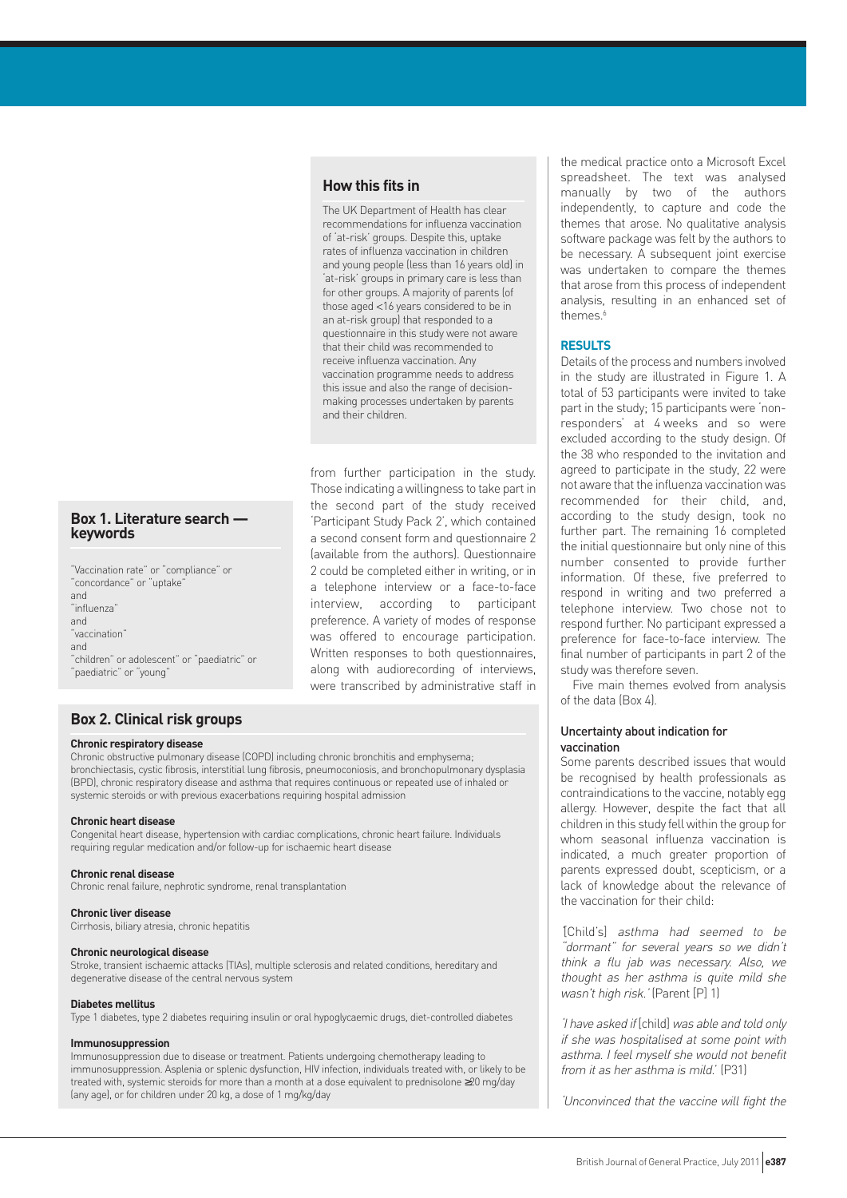## How this fits in

The UK Department of Health has clear recommendations for influenza vaccination of 'at-risk' groups. Despite this, uptake rates of influenza vaccination in children and young people (less than 16 years old) in 'at-risk' groups in primary care is less than for other groups. A majority of parents (of those aged <16 years considered to be in an at-risk group) that responded to a questionnaire in this study were not aware that their child was recommended to receive influenza vaccination. Any vaccination programme needs to address this issue and also the range of decision-making processes undertaken by parents and their children.

## Box 1. Literature search — keywords

"Vaccination rate" or "compliance" or "concordance" or "uptake"
and
"influenza"
and
"vaccination"
and
"children" or adolescent" or "paediatric" or "paediatric" or "young"

from further participation in the study. Those indicating a willingness to take part in the second part of the study received 'Participant Study Pack 2', which contained a second consent form and questionnaire 2 (available from the authors). Questionnaire 2 could be completed either in writing, or in a telephone interview or a face-to-face interview, according to participant preference. A variety of modes of response was offered to encourage participation. Written responses to both questionnaires, along with audiorecording of interviews, were transcribed by administrative staff in the medical practice onto a Microsoft Excel spreadsheet. The text was analysed manually by two of the authors independently, to capture and code the themes that arose. No qualitative analysis software package was felt by the authors to be necessary. A subsequent joint exercise was undertaken to compare the themes that arose from this process of independent analysis, resulting in an enhanced set of themes.[6]

## Box 2. Clinical risk groups

**Chronic respiratory disease**
Chronic obstructive pulmonary disease (COPD) including chronic bronchitis and emphysema; bronchiectasis, cystic fibrosis, interstitial lung fibrosis, pneumoconiosis, and bronchopulmonary dysplasia (BPD), chronic respiratory disease and asthma that requires continuous or repeated use of inhaled or systemic steroids or with previous exacerbations requiring hospital admission

**Chronic heart disease**
Congenital heart disease, hypertension with cardiac complications, chronic heart failure. Individuals requiring regular medication and/or follow-up for ischaemic heart disease

**Chronic renal disease**
Chronic renal failure, nephrotic syndrome, renal transplantation

**Chronic liver disease**
Cirrhosis, biliary atresia, chronic hepatitis

**Chronic neurological disease**
Stroke, transient ischaemic attacks (TIAs), multiple sclerosis and related conditions, hereditary and degenerative disease of the central nervous system

**Diabetes mellitus**
Type 1 diabetes, type 2 diabetes requiring insulin or oral hypoglycaemic drugs, diet-controlled diabetes

**Immunosuppression**
Immunosuppression due to disease or treatment. Patients undergoing chemotherapy leading to immunosuppression. Asplenia or splenic dysfunction, HIV infection, individuals treated with, or likely to be treated with, systemic steroids for more than a month at a dose equivalent to prednisolone ≥20 mg/day (any age), or for children under 20 kg, a dose of 1 mg/kg/day

## RESULTS

Details of the process and numbers involved in the study are illustrated in Figure 1. A total of 53 participants were invited to take part in the study; 15 participants were 'non-responders' at 4 weeks and so were excluded according to the study design. Of the 38 who responded to the invitation and agreed to participate in the study, 22 were not aware that the influenza vaccination was recommended for their child, and, according to the study design, took no further part. The remaining 16 completed the initial questionnaire but only nine of this number consented to provide further information. Of these, five preferred to respond in writing and two preferred a telephone interview. Two chose not to respond further. No participant expressed a preference for face-to-face interview. The final number of participants in part 2 of the study was therefore seven.

Five main themes evolved from analysis of the data (Box 4).

### Uncertainty about indication for vaccination

Some parents described issues that would be recognised by health professionals as contraindications to the vaccine, notably egg allergy. However, despite the fact that all children in this study fell within the group for whom seasonal influenza vaccination is indicated, a much greater proportion of parents expressed doubt, scepticism, or a lack of knowledge about the relevance of the vaccination for their child:

'[Child's] *asthma had seemed to be "dormant" for several years so we didn't think a flu jab was necessary. Also, we thought as her asthma is quite mild she wasn't high risk.'* (Parent [P] 1)

*'I have asked if* [child] *was able and told only if she was hospitalised at some point with asthma. I feel myself she would not benefit from it as her asthma is mild.'* (P31)

*'Unconvinced that the vaccine will fight the*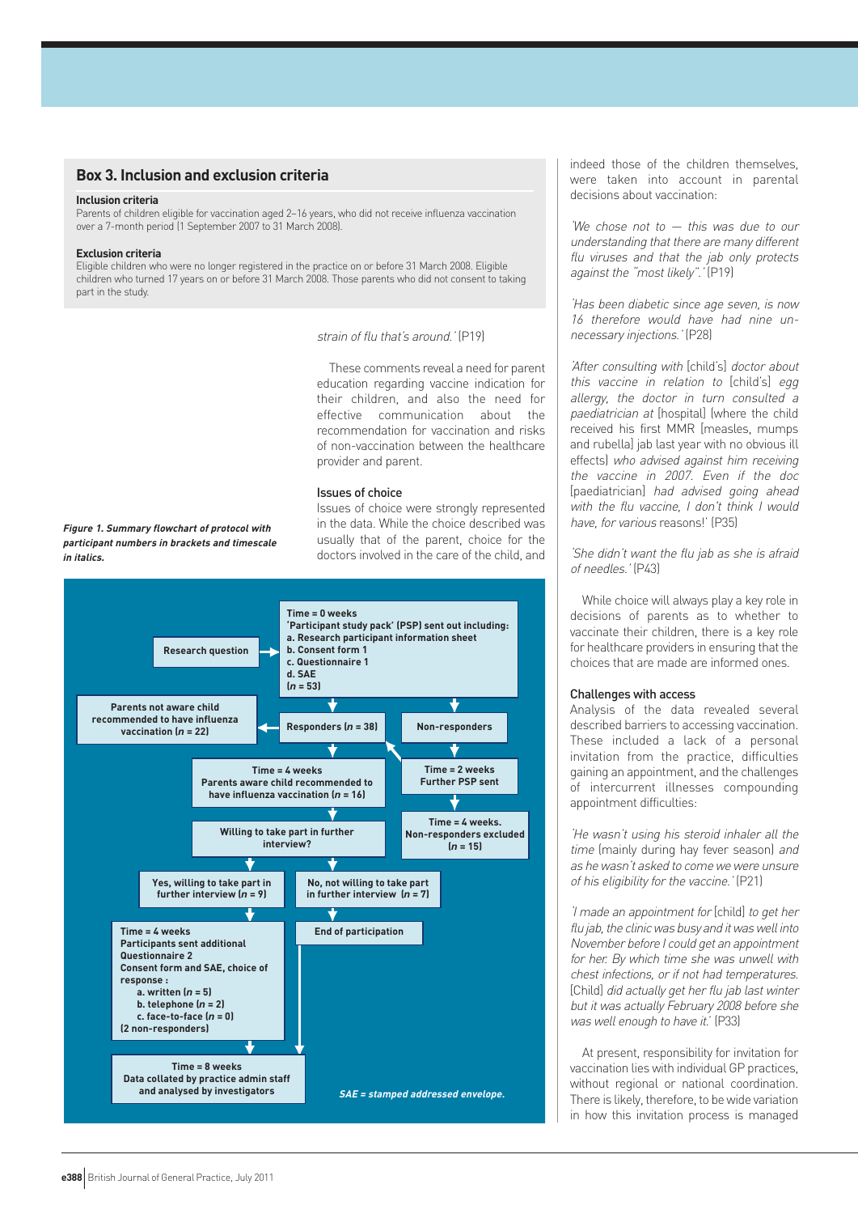## Box 3. Inclusion and exclusion criteria

**Inclusion criteria**

Parents of children eligible for vaccination aged 2–16 years, who did not receive influenza vaccination over a 7-month period (1 September 2007 to 31 March 2008).

**Exclusion criteria**

Eligible children who were no longer registered in the practice on or before 31 March 2008. Eligible children who turned 17 years on or before 31 March 2008. Those parents who did not consent to taking part in the study.

*strain of flu that's around.'* (P19)

These comments reveal a need for parent education regarding vaccine indication for their children, and also the need for effective communication about the recommendation for vaccination and risks of non-vaccination between the healthcare provider and parent.

### Issues of choice

Issues of choice were strongly represented in the data. While the choice described was usually that of the parent, choice for the doctors involved in the care of the child, and indeed those of the children themselves, were taken into account in parental decisions about vaccination:

*'We chose not to — this was due to our understanding that there are many different flu viruses and that the jab only protects against the "most likely".'* (P19)

*'Has been diabetic since age seven, is now 16 therefore would have had nine unnecessary injections.'* (P28)

*'After consulting with* [child's] *doctor about this vaccine in relation to* [child's] *egg allergy, the doctor in turn consulted a paediatrician at* [hospital] [where the child received his first MMR [measles, mumps and rubella] jab last year with no obvious ill effects] *who advised against him receiving the vaccine in 2007. Even if the doc* [paediatrician] *had advised going ahead with the flu vaccine, I don't think I would have, for various* reasons!' (P35)

*'She didn't want the flu jab as she is afraid of needles.'* (P43)

While choice will always play a key role in decisions of parents as to whether to vaccinate their children, there is a key role for healthcare providers in ensuring that the choices that are made are informed ones.

### Challenges with access

Analysis of the data revealed several described barriers to accessing vaccination. These included a lack of a personal invitation from the practice, difficulties gaining an appointment, and the challenges of intercurrent illnesses compounding appointment difficulties:

*'He wasn't using his steroid inhaler all the time* (mainly during hay fever season) *and as he wasn't asked to come we were unsure of his eligibility for the vaccine.'* (P21)

*'I made an appointment for* [child] *to get her flu jab, the clinic was busy and it was well into November before I could get an appointment for her. By which time she was unwell with chest infections, or if not had temperatures.* [Child] *did actually get her flu jab last winter but it was actually February 2008 before she was well enough to have it.'* (P33)

At present, responsibility for invitation for vaccination lies with individual GP practices, without regional or national coordination. There is likely, therefore, to be wide variation in how this invitation process is managed

**Figure 1 flowchart:**

- Research question → Time = 0 weeks. 'Participant study pack' (PSP) sent out including: a. Research participant information sheet; b. Consent form 1; c. Questionnaire 1; d. SAE ($n$ = 53)
- → Responders ($n$ = 38) / Non-responders
- Responders → Parents not aware child recommended to have influenza vaccination ($n$ = 22)
- Responders → Time = 4 weeks. Parents aware child recommended to have influenza vaccination ($n$ = 16)
- Non-responders → Time = 2 weeks. Further PSP sent → (responders) / Time = 4 weeks. Non-responders excluded ($n$ = 15)
- Willing to take part in further interview?
  - Yes, willing to take part in further interview ($n$ = 9) → Time = 4 weeks. Participants sent additional Questionnaire 2, Consent form and SAE, choice of response: a. written ($n$ = 5); b. telephone ($n$ = 2); c. face-to-face ($n$ = 0) (2 non-responders)
  - No, not willing to take part in further interview ($n$ = 7) → End of participation
- Time = 8 weeks. Data collated by practice admin staff and analysed by investigators

*SAE = stamped addressed envelope.*

***Figure 1. Summary flowchart of protocol with participant numbers in brackets and timescale in italics.***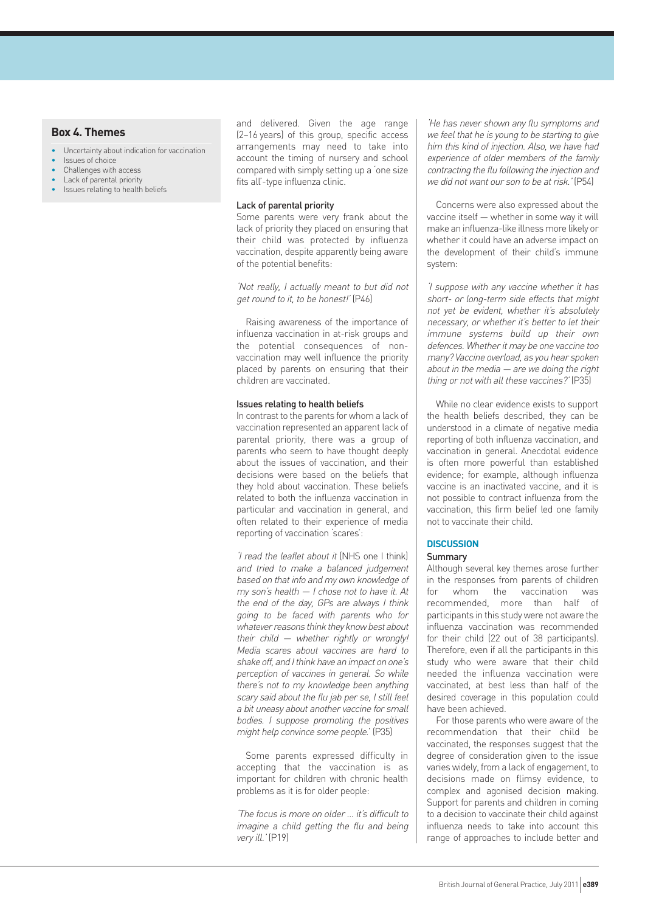**Box 4. Themes**

- Uncertainty about indication for vaccination
- Issues of choice
- Challenges with access
- Lack of parental priority
- Issues relating to health beliefs

and delivered. Given the age range (2–16 years) of this group, specific access arrangements may need to take into account the timing of nursery and school compared with simply setting up a 'one size fits all'-type influenza clinic.

### Lack of parental priority

Some parents were very frank about the lack of priority they placed on ensuring that their child was protected by influenza vaccination, despite apparently being aware of the potential benefits:

*'Not really, I actually meant to but did not get round to it, to be honest!'* (P46)

Raising awareness of the importance of influenza vaccination in at-risk groups and the potential consequences of non-vaccination may well influence the priority placed by parents on ensuring that their children are vaccinated.

### Issues relating to health beliefs

In contrast to the parents for whom a lack of vaccination represented an apparent lack of parental priority, there was a group of parents who seem to have thought deeply about the issues of vaccination, and their decisions were based on the beliefs that they hold about vaccination. These beliefs related to both the influenza vaccination in particular and vaccination in general, and often related to their experience of media reporting of vaccination 'scares':

*'I read the leaflet about it* (NHS one I think) *and tried to make a balanced judgement based on that info and my own knowledge of my son's health — I chose not to have it. At the end of the day, GPs are always I think going to be faced with parents who for whatever reasons think they know best about their child — whether rightly or wrongly! Media scares about vaccines are hard to shake off, and I think have an impact on one's perception of vaccines in general. So while there's not to my knowledge been anything scary said about the flu jab per se, I still feel a bit uneasy about another vaccine for small bodies. I suppose promoting the positives might help convince some people.'* (P35)

Some parents expressed difficulty in accepting that the vaccination is as important for children with chronic health problems as it is for older people:

*'The focus is more on older … it's difficult to imagine a child getting the flu and being very ill.'* (P19)

*'He has never shown any flu symptoms and we feel that he is young to be starting to give him this kind of injection. Also, we have had experience of older members of the family contracting the flu following the injection and we did not want our son to be at risk.'* (P54)

Concerns were also expressed about the vaccine itself — whether in some way it will make an influenza-like illness more likely or whether it could have an adverse impact on the development of their child's immune system:

*'I suppose with any vaccine whether it has short- or long-term side effects that might not yet be evident, whether it's absolutely necessary, or whether it's better to let their immune systems build up their own defences. Whether it may be one vaccine too many? Vaccine overload, as you hear spoken about in the media — are we doing the right thing or not with all these vaccines?'* (P35)

While no clear evidence exists to support the health beliefs described, they can be understood in a climate of negative media reporting of both influenza vaccination, and vaccination in general. Anecdotal evidence is often more powerful than established evidence; for example, although influenza vaccine is an inactivated vaccine, and it is not possible to contract influenza from the vaccination, this firm belief led one family not to vaccinate their child.

## DISCUSSION

### Summary

Although several key themes arose further in the responses from parents of children for whom the vaccination was recommended, more than half of participants in this study were not aware the influenza vaccination was recommended for their child (22 out of 38 participants). Therefore, even if all the participants in this study who were aware that their child needed the influenza vaccination were vaccinated, at best less than half of the desired coverage in this population could have been achieved.

For those parents who were aware of the recommendation that their child be vaccinated, the responses suggest that the degree of consideration given to the issue varies widely, from a lack of engagement, to decisions made on flimsy evidence, to complex and agonised decision making. Support for parents and children in coming to a decision to vaccinate their child against influenza needs to take into account this range of approaches to include better and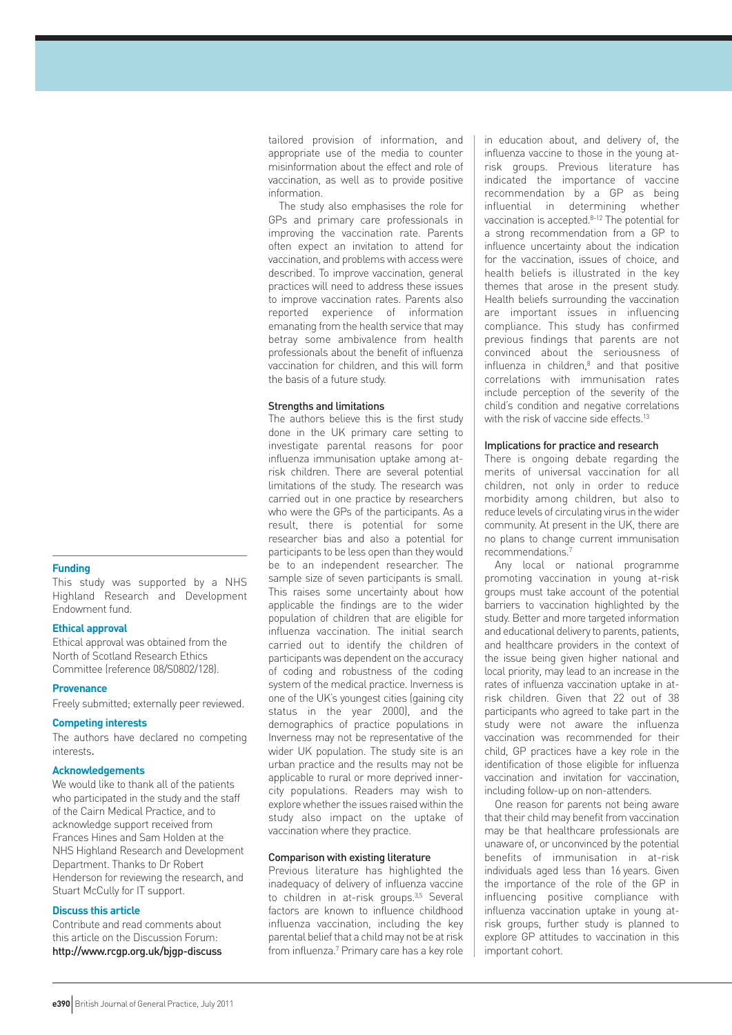tailored provision of information, and appropriate use of the media to counter misinformation about the effect and role of vaccination, as well as to provide positive information.

The study also emphasises the role for GPs and primary care professionals in improving the vaccination rate. Parents often expect an invitation to attend for vaccination, and problems with access were described. To improve vaccination, general practices will need to address these issues to improve vaccination rates. Parents also reported experience of information emanating from the health service that may betray some ambivalence from health professionals about the benefit of influenza vaccination for children, and this will form the basis of a future study.

### Strengths and limitations

The authors believe this is the first study done in the UK primary care setting to investigate parental reasons for poor influenza immunisation uptake among at-risk children. There are several potential limitations of the study. The research was carried out in one practice by researchers who were the GPs of the participants. As a result, there is potential for some researcher bias and also a potential for participants to be less open than they would be to an independent researcher. The sample size of seven participants is small. This raises some uncertainty about how applicable the findings are to the wider population of children that are eligible for influenza vaccination. The initial search carried out to identify the children of participants was dependent on the accuracy of coding and robustness of the coding system of the medical practice. Inverness is one of the UK's youngest cities (gaining city status in the year 2000), and the demographics of practice populations in Inverness may not be representative of the wider UK population. The study site is an urban practice and the results may not be applicable to rural or more deprived inner-city populations. Readers may wish to explore whether the issues raised within the study also impact on the uptake of vaccination where they practice.

### Comparison with existing literature

Previous literature has highlighted the inadequacy of delivery of influenza vaccine to children in at-risk groups.[3,5] Several factors are known to influence childhood influenza vaccination, including the key parental belief that a child may not be at risk from influenza.[7] Primary care has a key role in education about, and delivery of, the influenza vaccine to those in the young at-risk groups. Previous literature has indicated the importance of vaccine recommendation by a GP as being influential in determining whether vaccination is accepted.[8–12] The potential for a strong recommendation from a GP to influence uncertainty about the indication for the vaccination, issues of choice, and health beliefs is illustrated in the key themes that arose in the present study. Health beliefs surrounding the vaccination are important issues in influencing compliance. This study has confirmed previous findings that parents are not convinced about the seriousness of influenza in children,[8] and that positive correlations with immunisation rates include perception of the severity of the child's condition and negative correlations with the risk of vaccine side effects.[13]

### Implications for practice and research

There is ongoing debate regarding the merits of universal vaccination for all children, not only in order to reduce morbidity among children, but also to reduce levels of circulating virus in the wider community. At present in the UK, there are no plans to change current immunisation recommendations.[7]

Any local or national programme promoting vaccination in young at-risk groups must take account of the potential barriers to vaccination highlighted by the study. Better and more targeted information and educational delivery to parents, patients, and healthcare providers in the context of the issue being given higher national and local priority, may lead to an increase in the rates of influenza vaccination uptake in at-risk children. Given that 22 out of 38 participants who agreed to take part in the study were not aware the influenza vaccination was recommended for their child, GP practices have a key role in the identification of those eligible for influenza vaccination and invitation for vaccination, including follow-up on non-attenders.

One reason for parents not being aware that their child may benefit from vaccination may be that healthcare professionals are unaware of, or unconvinced by the potential benefits of immunisation in at-risk individuals aged less than 16 years. Given the importance of the role of the GP in influencing positive compliance with influenza vaccination uptake in young at-risk groups, further study is planned to explore GP attitudes to vaccination in this important cohort.

#### Funding

This study was supported by a NHS Highland Research and Development Endowment fund.

#### Ethical approval

Ethical approval was obtained from the North of Scotland Research Ethics Committee (reference 08/S0802/128).

#### Provenance

Freely submitted; externally peer reviewed.

#### Competing interests

The authors have declared no competing interests.

#### Acknowledgements

We would like to thank all of the patients who participated in the study and the staff of the Cairn Medical Practice, and to acknowledge support received from Frances Hines and Sam Holden at the NHS Highland Research and Development Department. Thanks to Dr Robert Henderson for reviewing the research, and Stuart McCully for IT support.

#### Discuss this article

Contribute and read comments about this article on the Discussion Forum: **http://www.rcgp.org.uk/bjgp-discuss**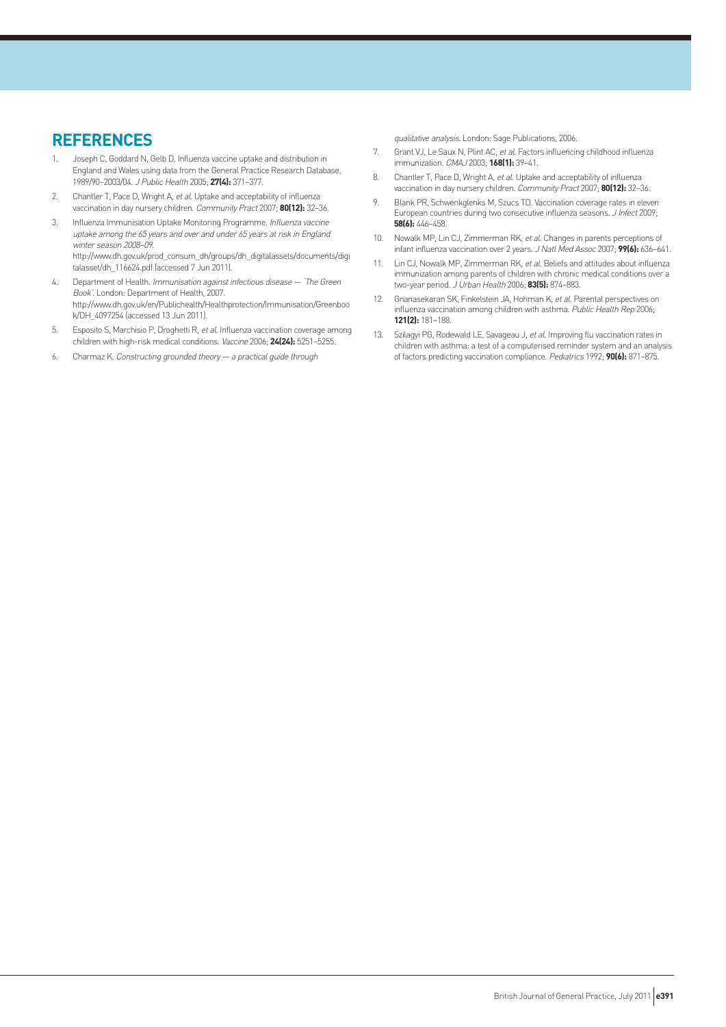## REFERENCES

1. Joseph C, Goddard N, Gelb D. Influenza vaccine uptake and distribution in England and Wales using data from the General Practice Research Database, 1989/90–2003/04. *J Public Health* 2005; **27(4):** 371–377.
2. Chantler T, Pace D, Wright A, *et al.* Uptake and acceptability of influenza vaccination in day nursery children. *Community Pract* 2007; **80(12):** 32–36.
3. Influenza Immunisation Uptake Monitoring Programme. *Influenza vaccine uptake among the 65 years and over and under 65 years at risk in England winter season 2008–09.* http://www.dh.gov.uk/prod_consum_dh/groups/dh_digitalassets/documents/digitalasset/dh_116624.pdf (accessed 7 Jun 2011).
4. Department of Health. *Immunisation against infectious disease — 'The Green Book'.* London: Department of Health, 2007. http://www.dh.gov.uk/en/Publichealth/Healthprotection/Immunisation/Greenbook/DH_4097254 (accessed 13 Jun 2011).
5. Esposito S, Marchisio P, Droghetti R, *et al.* Influenza vaccination coverage among children with high-risk medical conditions. *Vaccine* 2006; **24(24):** 5251–5255.
6. Charmaz K. *Constructing grounded theory — a practical guide through qualitative analysis.* London: Sage Publications, 2006.
7. Grant VJ, Le Saux N, Plint AC, *et al.* Factors influencing childhood influenza immunization. *CMAJ* 2003; **168(1):** 39–41.
8. Chantler T, Pace D, Wright A, *et al.* Uptake and acceptability of influenza vaccination in day nursery children. *Community Pract* 2007; **80(12):** 32–36.
9. Blank PR, Schwenkglenks M, Szucs TD. Vaccination coverage rates in eleven European countries during two consecutive influenza seasons. *J Infect* 2009; **58(6):** 446–458.
10. Nowalk MP, Lin CJ, Zimmerman RK, *et al.* Changes in parents perceptions of infant influenza vaccination over 2 years. *J Natl Med Assoc* 2007; **99(6):** 636–641.
11. Lin CJ, Nowalk MP, Zimmerman RK, *et al.* Beliefs and attitudes about influenza immunization among parents of children with chronic medical conditions over a two-year period. *J Urban Health* 2006; **83(5):** 874–883.
12. Gnanasekaran SK, Finkelstein JA, Hohman K, *et al.* Parental perspectives on influenza vaccination among children with asthma. *Public Health Rep* 2006; **121(2):** 181–188.
13. Szilagyi PG, Rodewald LE, Savageau J, *et al.* Improving flu vaccination rates in children with asthma: a test of a computerised reminder system and an analysis of factors predicting vaccination compliance. *Pediatrics* 1992; **90(6):** 871–875.